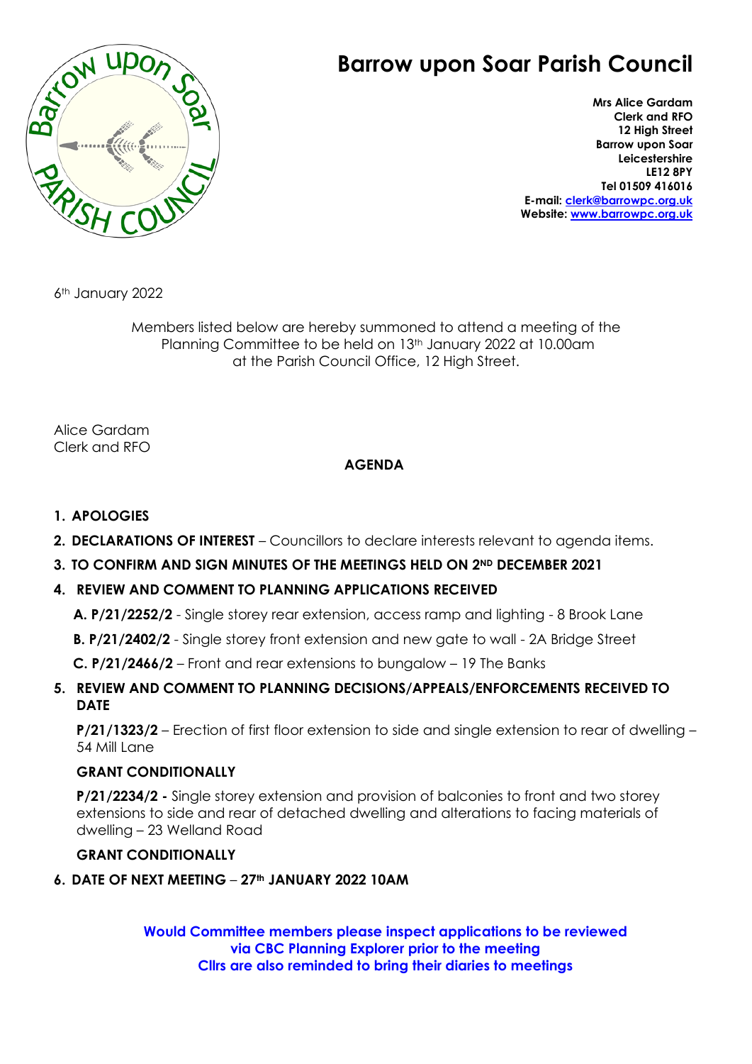# Barrow upon Soar Parish Council

**Mrs Alice Gardam**
**Clerk and RFO**
**12 High Street**
**Barrow upon Soar**
**Leicestershire**
**LE12 8PY**
**Tel 01509 416016**
**E-mail: clerk@barrowpc.org.uk**
**Website: www.barrowpc.org.uk**

6th January 2022

Members listed below are hereby summoned to attend a meeting of the Planning Committee to be held on 13th January 2022 at 10.00am at the Parish Council Office, 12 High Street.

Alice Gardam
Clerk and RFO

**AGENDA**

1. **APOLOGIES**
2. **DECLARATIONS OF INTEREST** – Councillors to declare interests relevant to agenda items.
3. **TO CONFIRM AND SIGN MINUTES OF THE MEETINGS HELD ON 2ND DECEMBER 2021**
4. **REVIEW AND COMMENT TO PLANNING APPLICATIONS RECEIVED**

   **A. P/21/2252/2** - Single storey rear extension, access ramp and lighting - 8 Brook Lane

   **B. P/21/2402/2** - Single storey front extension and new gate to wall - 2A Bridge Street

   **C. P/21/2466/2** – Front and rear extensions to bungalow – 19 The Banks

5. **REVIEW AND COMMENT TO PLANNING DECISIONS/APPEALS/ENFORCEMENTS RECEIVED TO DATE**

   **P/21/1323/2** – Erection of first floor extension to side and single extension to rear of dwelling – 54 Mill Lane

   **GRANT CONDITIONALLY**

   **P/21/2234/2 -** Single storey extension and provision of balconies to front and two storey extensions to side and rear of detached dwelling and alterations to facing materials of dwelling – 23 Welland Road

   **GRANT CONDITIONALLY**

6. **DATE OF NEXT MEETING** – **27th JANUARY 2022 10AM**

**Would Committee members please inspect applications to be reviewed via CBC Planning Explorer prior to the meeting**
**Cllrs are also reminded to bring their diaries to meetings**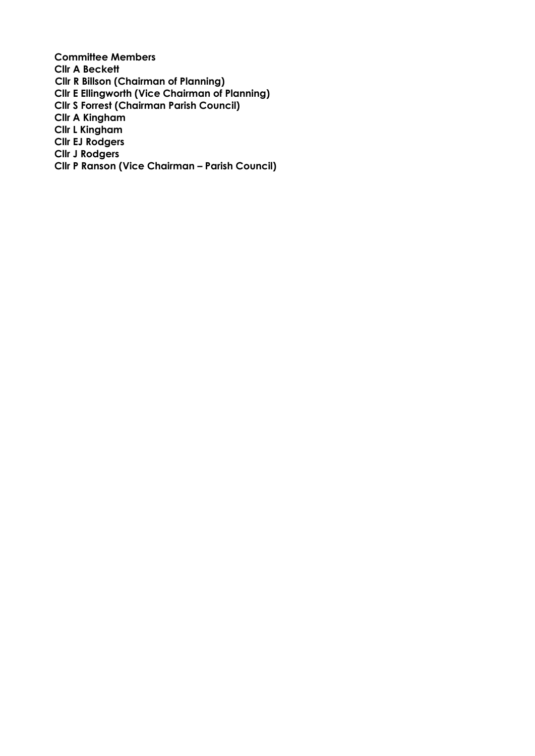**Committee Members**
**Cllr A Beckett**
**Cllr R Billson (Chairman of Planning)**
**Cllr E Ellingworth (Vice Chairman of Planning)**
**Cllr S Forrest (Chairman Parish Council)**
**Cllr A Kingham**
**Cllr L Kingham**
**Cllr EJ Rodgers**
**Cllr J Rodgers**
**Cllr P Ranson (Vice Chairman – Parish Council)**